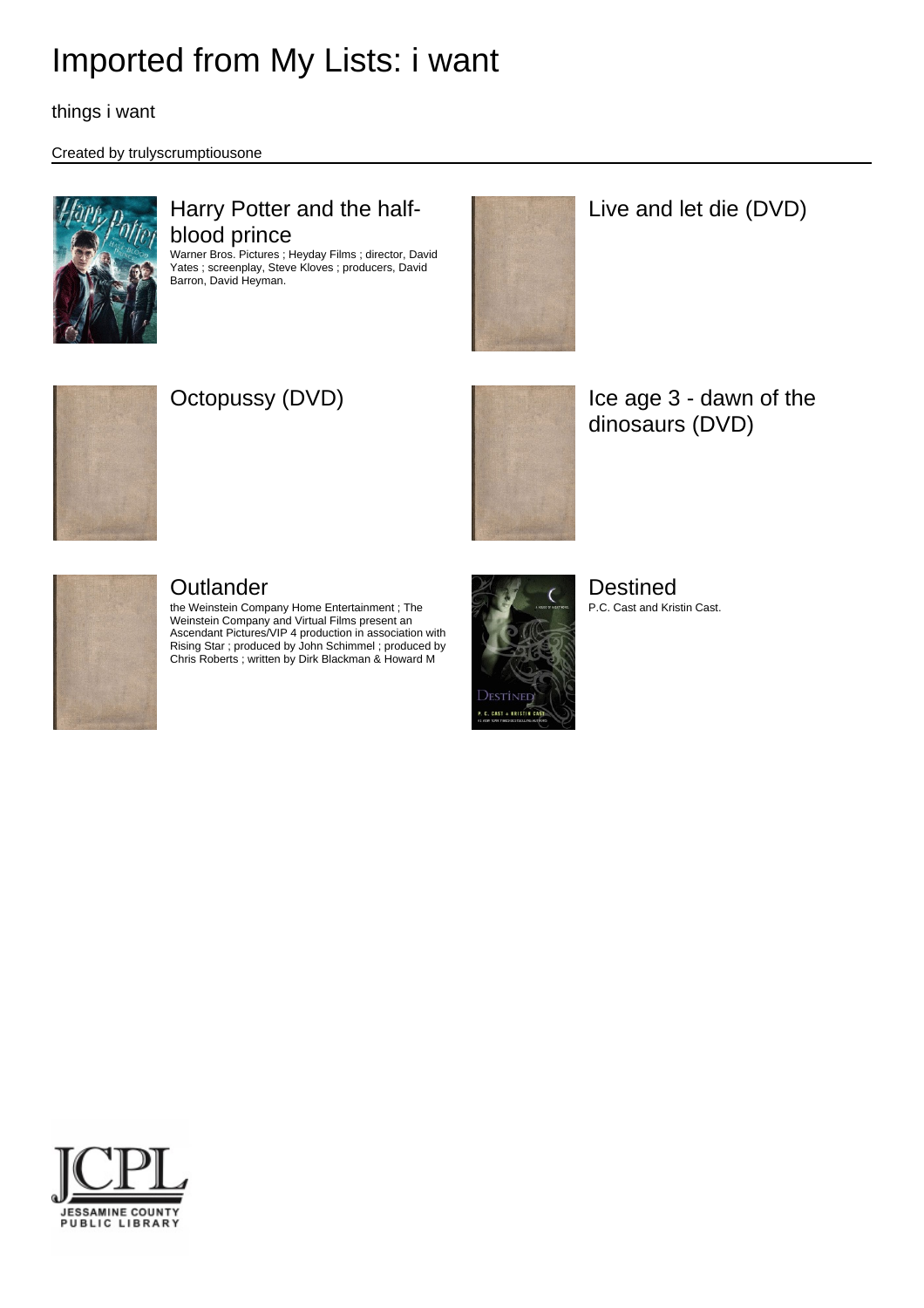# Imported from My Lists: i want

things i want

Created by trulyscrumptiousone

## Harry Potter and the half-blood prince

Warner Bros. Pictures ; Heyday Films ; director, David Yates ; screenplay, Steve Kloves ; producers, David Barron, David Heyman.

## Live and let die (DVD)

## Octopussy (DVD)

## Ice age 3 - dawn of the dinosaurs (DVD)

## Outlander

the Weinstein Company Home Entertainment ; The Weinstein Company and Virtual Films present an Ascendant Pictures/VIP 4 production in association with Rising Star ; produced by John Schimmel ; produced by Chris Roberts ; written by Dirk Blackman & Howard M

## Destined

P.C. Cast and Kristin Cast.

JCPL
JESSAMINE COUNTY PUBLIC LIBRARY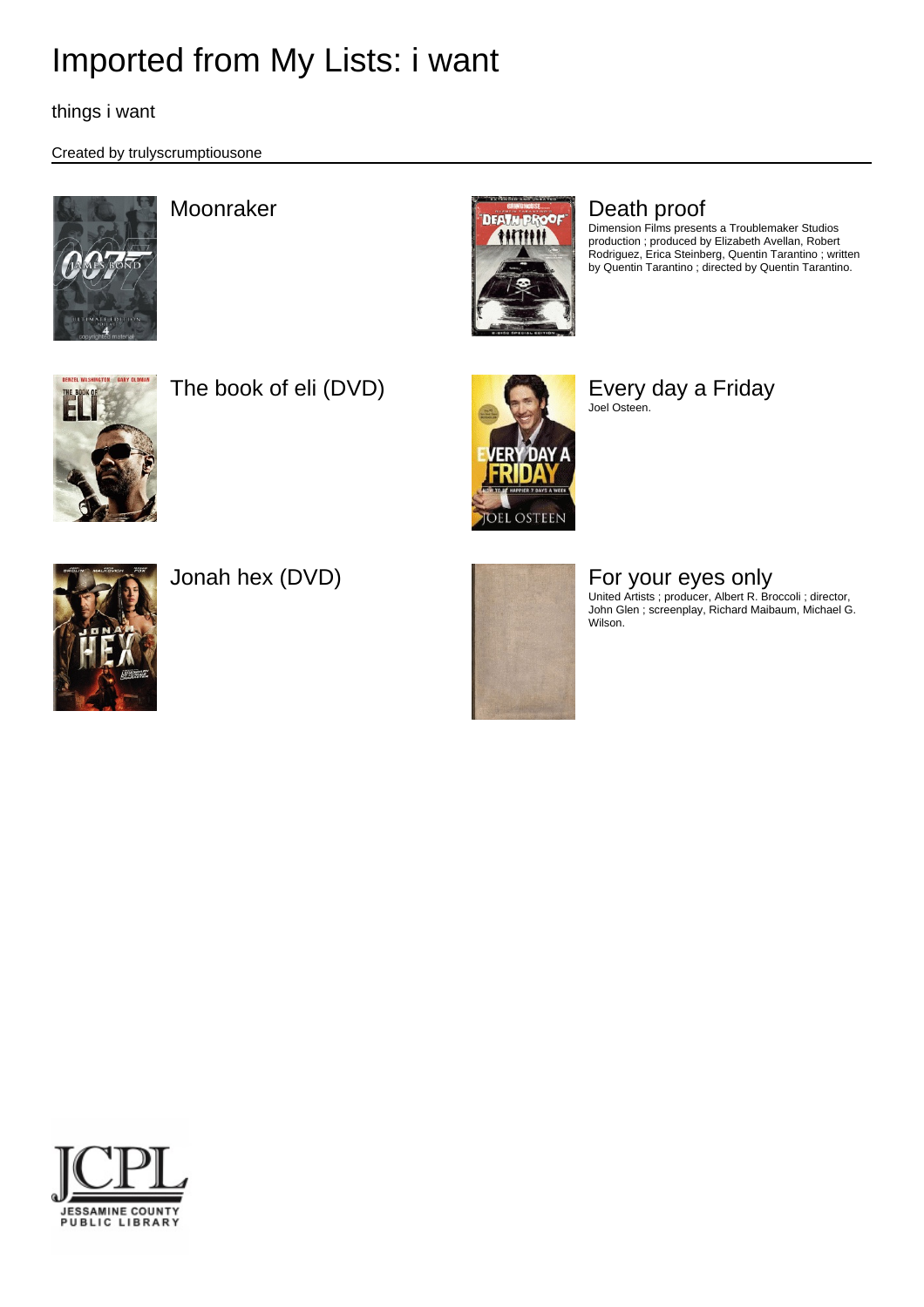# Imported from My Lists: i want

things i want

Created by trulyscrumptiousone

## Moonraker

## Death proof

Dimension Films presents a Troublemaker Studios production ; produced by Elizabeth Avellan, Robert Rodriguez, Erica Steinberg, Quentin Tarantino ; written by Quentin Tarantino ; directed by Quentin Tarantino.

## The book of eli (DVD)

## Every day a Friday

Joel Osteen.

## Jonah hex (DVD)

## For your eyes only

United Artists ; producer, Albert R. Broccoli ; director, John Glen ; screenplay, Richard Maibaum, Michael G. Wilson.

JCPL
JESSAMINE COUNTY PUBLIC LIBRARY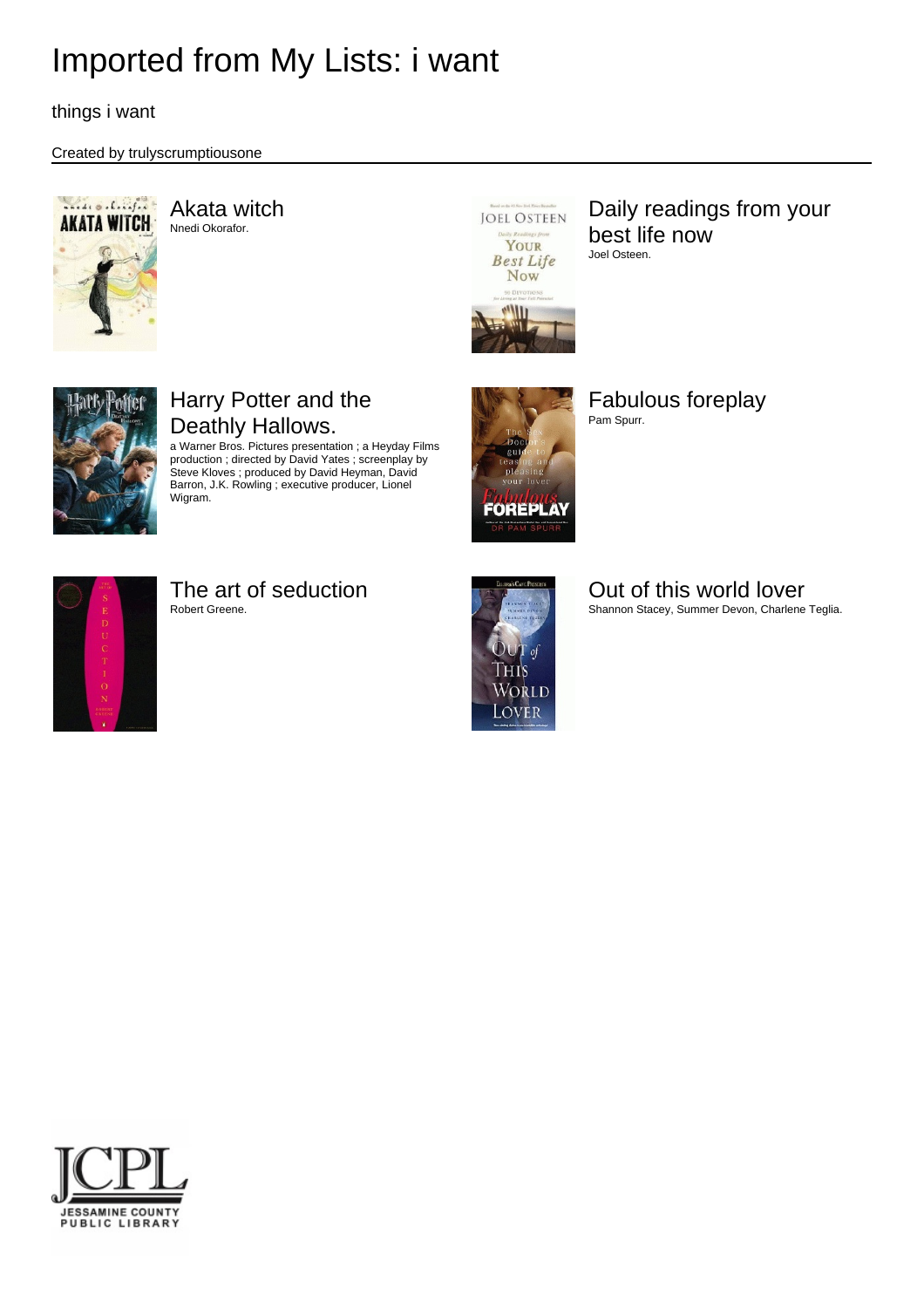# Imported from My Lists: i want

things i want

Created by trulyscrumptiousone

## Akata witch

Nnedi Okorafor.

## Daily readings from your best life now

Joel Osteen.

## Harry Potter and the Deathly Hallows.

a Warner Bros. Pictures presentation ; a Heyday Films production ; directed by David Yates ; screenplay by Steve Kloves ; produced by David Heyman, David Barron, J.K. Rowling ; executive producer, Lionel Wigram.

## Fabulous foreplay

Pam Spurr.

## The art of seduction

Robert Greene.

## Out of this world lover

Shannon Stacey, Summer Devon, Charlene Teglia.

JCPL
JESSAMINE COUNTY PUBLIC LIBRARY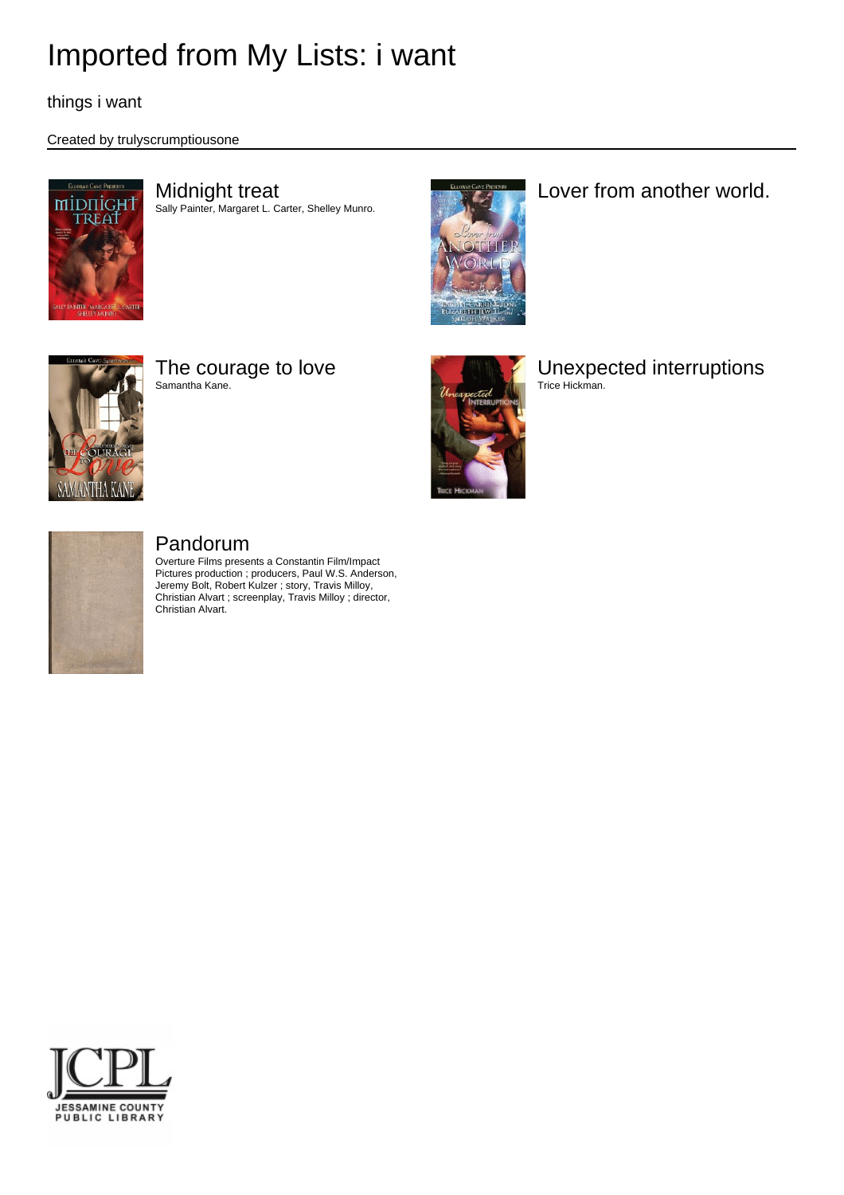# Imported from My Lists: i want

things i want

Created by trulyscrumptiousone

## Midnight treat

Sally Painter, Margaret L. Carter, Shelley Munro.

## Lover from another world.

## The courage to love

Samantha Kane.

## Unexpected interruptions

Trice Hickman.

## Pandorum

Overture Films presents a Constantin Film/Impact Pictures production ; producers, Paul W.S. Anderson, Jeremy Bolt, Robert Kulzer ; story, Travis Milloy, Christian Alvart ; screenplay, Travis Milloy ; director, Christian Alvart.

JCPL
JESSAMINE COUNTY PUBLIC LIBRARY